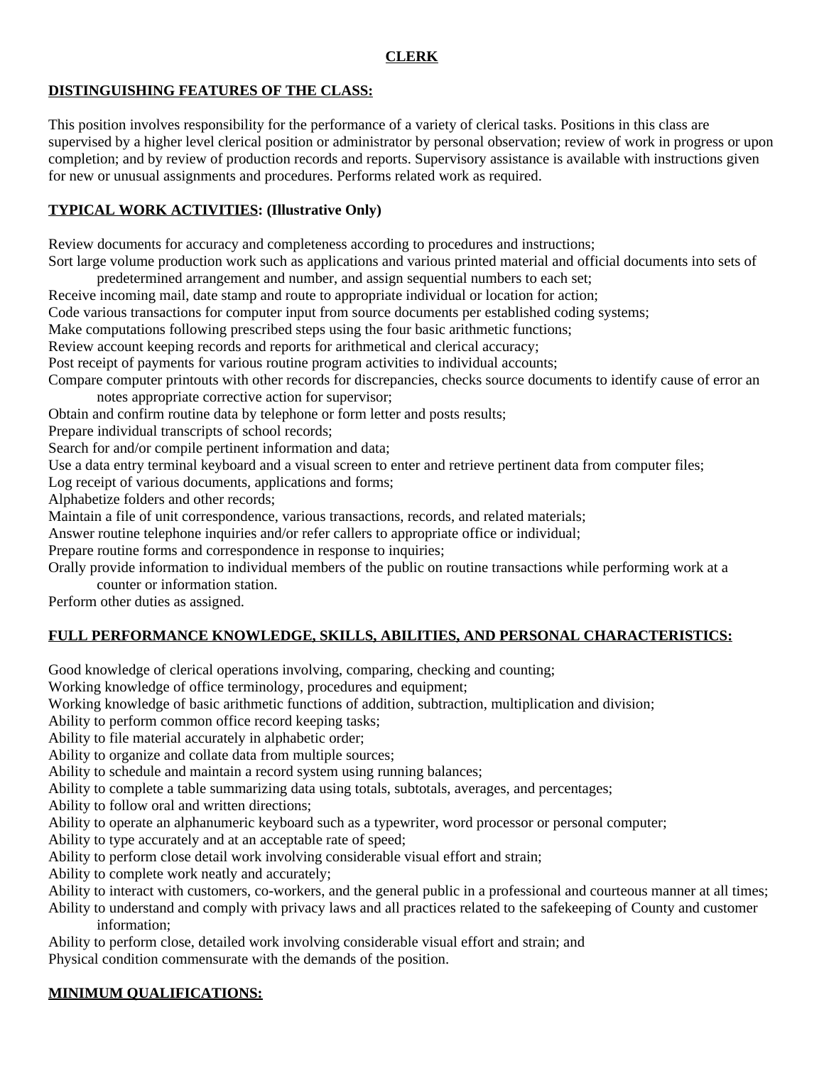# CLERK

## DISTINGUISHING FEATURES OF THE CLASS:

This position involves responsibility for the performance of a variety of clerical tasks. Positions in this class are supervised by a higher level clerical position or administrator by personal observation; review of work in progress or upon completion; and by review of production records and reports. Supervisory assistance is available with instructions given for new or unusual assignments and procedures. Performs related work as required.

## TYPICAL WORK ACTIVITIES: (Illustrative Only)

Review documents for accuracy and completeness according to procedures and instructions;
Sort large volume production work such as applications and various printed material and official documents into sets of predetermined arrangement and number, and assign sequential numbers to each set;
Receive incoming mail, date stamp and route to appropriate individual or location for action;
Code various transactions for computer input from source documents per established coding systems;
Make computations following prescribed steps using the four basic arithmetic functions;
Review account keeping records and reports for arithmetical and clerical accuracy;
Post receipt of payments for various routine program activities to individual accounts;
Compare computer printouts with other records for discrepancies, checks source documents to identify cause of error an notes appropriate corrective action for supervisor;
Obtain and confirm routine data by telephone or form letter and posts results;
Prepare individual transcripts of school records;
Search for and/or compile pertinent information and data;
Use a data entry terminal keyboard and a visual screen to enter and retrieve pertinent data from computer files;
Log receipt of various documents, applications and forms;
Alphabetize folders and other records;
Maintain a file of unit correspondence, various transactions, records, and related materials;
Answer routine telephone inquiries and/or refer callers to appropriate office or individual;
Prepare routine forms and correspondence in response to inquiries;
Orally provide information to individual members of the public on routine transactions while performing work at a counter or information station.
Perform other duties as assigned.

## FULL PERFORMANCE KNOWLEDGE, SKILLS, ABILITIES, AND PERSONAL CHARACTERISTICS:

Good knowledge of clerical operations involving, comparing, checking and counting;
Working knowledge of office terminology, procedures and equipment;
Working knowledge of basic arithmetic functions of addition, subtraction, multiplication and division;
Ability to perform common office record keeping tasks;
Ability to file material accurately in alphabetic order;
Ability to organize and collate data from multiple sources;
Ability to schedule and maintain a record system using running balances;
Ability to complete a table summarizing data using totals, subtotals, averages, and percentages;
Ability to follow oral and written directions;
Ability to operate an alphanumeric keyboard such as a typewriter, word processor or personal computer;
Ability to type accurately and at an acceptable rate of speed;
Ability to perform close detail work involving considerable visual effort and strain;
Ability to complete work neatly and accurately;
Ability to interact with customers, co-workers, and the general public in a professional and courteous manner at all times;
Ability to understand and comply with privacy laws and all practices related to the safekeeping of County and customer information;
Ability to perform close, detailed work involving considerable visual effort and strain; and
Physical condition commensurate with the demands of the position.

## MINIMUM QUALIFICATIONS: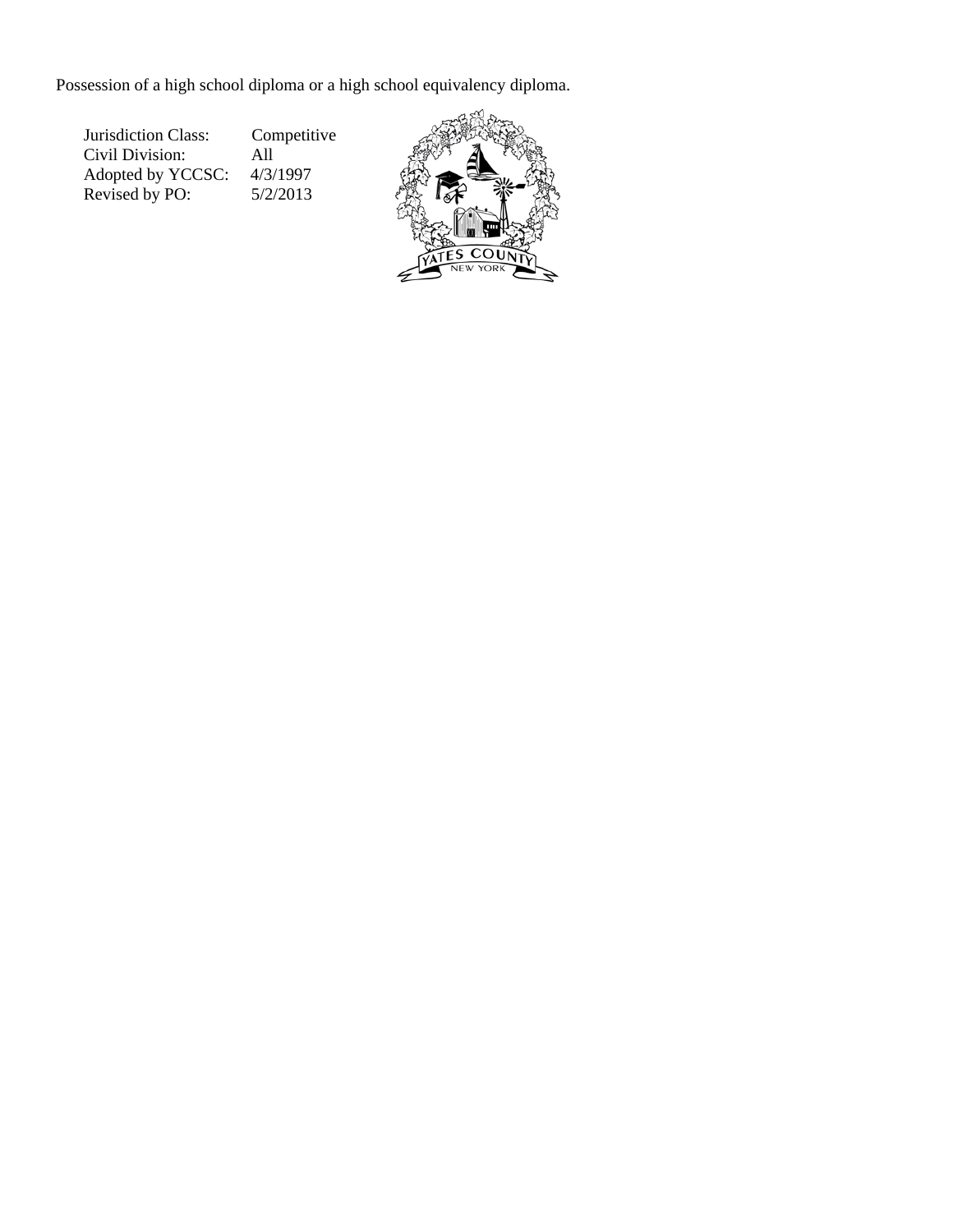Possession of a high school diploma or a high school equivalency diploma.

| | |
|---|---|
| Jurisdiction Class: | Competitive |
| Civil Division: | All |
| Adopted by YCCSC: | 4/3/1997 |
| Revised by PO: | 5/2/2013 |